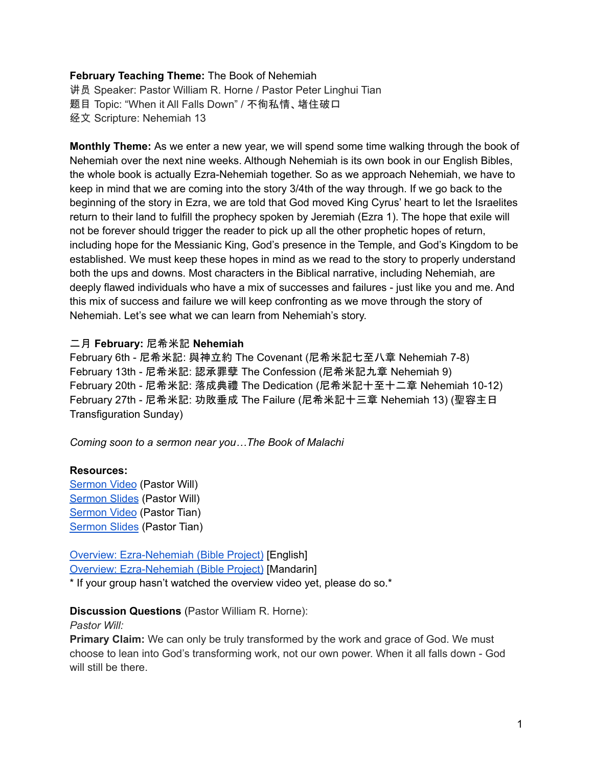**February Teaching Theme:** The Book of Nehemiah
讲员 Speaker: Pastor William R. Horne / Pastor Peter Linghui Tian
题目 Topic: “When it All Falls Down” / 不徇私情、堵住破口
经文 Scripture: Nehemiah 13

**Monthly Theme:** As we enter a new year, we will spend some time walking through the book of Nehemiah over the next nine weeks. Although Nehemiah is its own book in our English Bibles, the whole book is actually Ezra-Nehemiah together. So as we approach Nehemiah, we have to keep in mind that we are coming into the story 3/4th of the way through. If we go back to the beginning of the story in Ezra, we are told that God moved King Cyrus' heart to let the Israelites return to their land to fulfill the prophecy spoken by Jeremiah (Ezra 1). The hope that exile will not be forever should trigger the reader to pick up all the other prophetic hopes of return, including hope for the Messianic King, God's presence in the Temple, and God's Kingdom to be established. We must keep these hopes in mind as we read to the story to properly understand both the ups and downs. Most characters in the Biblical narrative, including Nehemiah, are deeply flawed individuals who have a mix of successes and failures - just like you and me. And this mix of success and failure we will keep confronting as we move through the story of Nehemiah. Let's see what we can learn from Nehemiah's story.

**二月 February: 尼希米記 Nehemiah**
February 6th - 尼希米記: 與神立約 The Covenant (尼希米記七至八章 Nehemiah 7-8)
February 13th - 尼希米記: 認承罪孽 The Confession (尼希米記九章 Nehemiah 9)
February 20th - 尼希米記: 落成典禮 The Dedication (尼希米記十至十二章 Nehemiah 10-12)
February 27th - 尼希米記: 功敗垂成 The Failure (尼希米記十三章 Nehemiah 13) (聖容主日 Transfiguration Sunday)

*Coming soon to a sermon near you…The Book of Malachi*

**Resources:**
Sermon Video (Pastor Will)
Sermon Slides (Pastor Will)
Sermon Video (Pastor Tian)
Sermon Slides (Pastor Tian)

Overview: Ezra-Nehemiah (Bible Project) [English]
Overview: Ezra-Nehemiah (Bible Project) [Mandarin]
* If your group hasn't watched the overview video yet, please do so.*

**Discussion Questions** (Pastor William R. Horne):
*Pastor Will:*
**Primary Claim:** We can only be truly transformed by the work and grace of God. We must choose to lean into God's transforming work, not our own power. When it all falls down - God will still be there.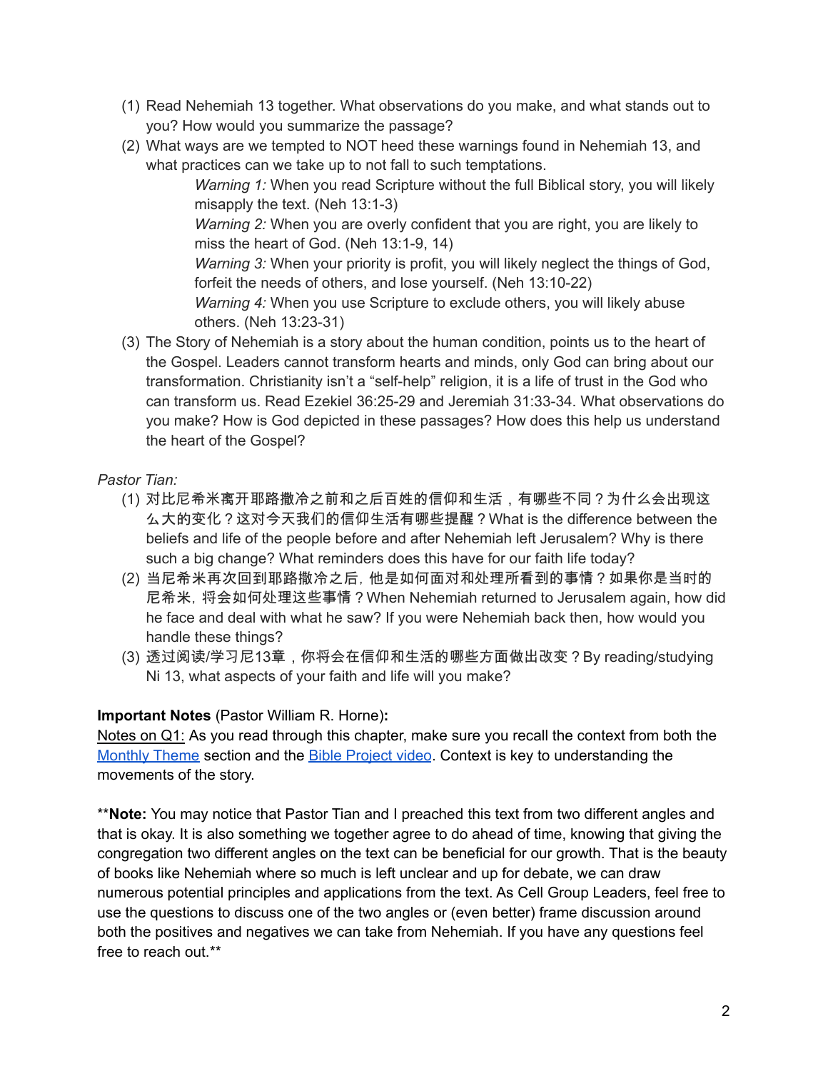(1) Read Nehemiah 13 together. What observations do you make, and what stands out to you? How would you summarize the passage?
(2) What ways are we tempted to NOT heed these warnings found in Nehemiah 13, and what practices can we take up to not fall to such temptations.
    *Warning 1:* When you read Scripture without the full Biblical story, you will likely misapply the text. (Neh 13:1-3)
    *Warning 2:* When you are overly confident that you are right, you are likely to miss the heart of God. (Neh 13:1-9, 14)
    *Warning 3:* When your priority is profit, you will likely neglect the things of God, forfeit the needs of others, and lose yourself. (Neh 13:10-22)
    *Warning 4:* When you use Scripture to exclude others, you will likely abuse others. (Neh 13:23-31)
(3) The Story of Nehemiah is a story about the human condition, points us to the heart of the Gospel. Leaders cannot transform hearts and minds, only God can bring about our transformation. Christianity isn't a "self-help" religion, it is a life of trust in the God who can transform us. Read Ezekiel 36:25-29 and Jeremiah 31:33-34. What observations do you make? How is God depicted in these passages? How does this help us understand the heart of the Gospel?

*Pastor Tian:*

(1) 对比尼希米离开耶路撒冷之前和之后百姓的信仰和生活，有哪些不同？为什么会出现这么大的变化？这对今天我们的信仰生活有哪些提醒？What is the difference between the beliefs and life of the people before and after Nehemiah left Jerusalem? Why is there such a big change? What reminders does this have for our faith life today?
(2) 当尼希米再次回到耶路撒冷之后，他是如何面对和处理所看到的事情？如果你是当时的尼希米，将会如何处理这些事情？When Nehemiah returned to Jerusalem again, how did he face and deal with what he saw? If you were Nehemiah back then, how would you handle these things?
(3) 透过阅读/学习尼13章，你将会在信仰和生活的哪些方面做出改变？By reading/studying Ni 13, what aspects of your faith and life will you make?

**Important Notes** (Pastor William R. Horne)**:**

Notes on Q1: As you read through this chapter, make sure you recall the context from both the Monthly Theme section and the Bible Project video. Context is key to understanding the movements of the story.

****Note:** You may notice that Pastor Tian and I preached this text from two different angles and that is okay. It is also something we together agree to do ahead of time, knowing that giving the congregation two different angles on the text can be beneficial for our growth. That is the beauty of books like Nehemiah where so much is left unclear and up for debate, we can draw numerous potential principles and applications from the text. As Cell Group Leaders, feel free to use the questions to discuss one of the two angles or (even better) frame discussion around both the positives and negatives we can take from Nehemiah. If you have any questions feel free to reach out.**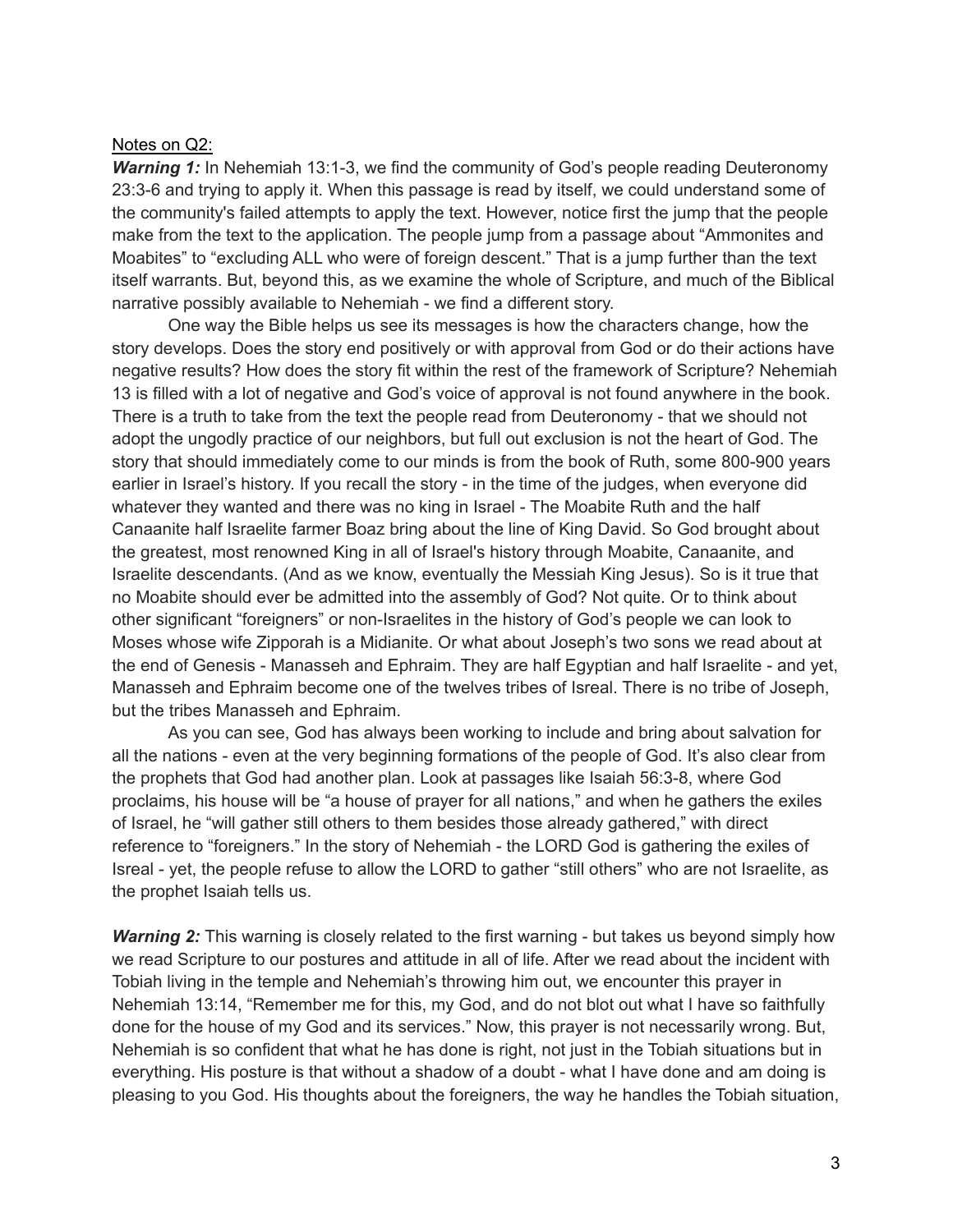Notes on Q2:

***Warning 1:*** In Nehemiah 13:1-3, we find the community of God's people reading Deuteronomy 23:3-6 and trying to apply it. When this passage is read by itself, we could understand some of the community's failed attempts to apply the text. However, notice first the jump that the people make from the text to the application. The people jump from a passage about "Ammonites and Moabites" to "excluding ALL who were of foreign descent." That is a jump further than the text itself warrants. But, beyond this, as we examine the whole of Scripture, and much of the Biblical narrative possibly available to Nehemiah - we find a different story.

One way the Bible helps us see its messages is how the characters change, how the story develops. Does the story end positively or with approval from God or do their actions have negative results? How does the story fit within the rest of the framework of Scripture? Nehemiah 13 is filled with a lot of negative and God's voice of approval is not found anywhere in the book. There is a truth to take from the text the people read from Deuteronomy - that we should not adopt the ungodly practice of our neighbors, but full out exclusion is not the heart of God. The story that should immediately come to our minds is from the book of Ruth, some 800-900 years earlier in Israel's history. If you recall the story - in the time of the judges, when everyone did whatever they wanted and there was no king in Israel - The Moabite Ruth and the half Canaanite half Israelite farmer Boaz bring about the line of King David. So God brought about the greatest, most renowned King in all of Israel's history through Moabite, Canaanite, and Israelite descendants. (And as we know, eventually the Messiah King Jesus). So is it true that no Moabite should ever be admitted into the assembly of God? Not quite. Or to think about other significant "foreigners" or non-Israelites in the history of God's people we can look to Moses whose wife Zipporah is a Midianite. Or what about Joseph's two sons we read about at the end of Genesis - Manasseh and Ephraim. They are half Egyptian and half Israelite - and yet, Manasseh and Ephraim become one of the twelves tribes of Isreal. There is no tribe of Joseph, but the tribes Manasseh and Ephraim.

As you can see, God has always been working to include and bring about salvation for all the nations - even at the very beginning formations of the people of God. It's also clear from the prophets that God had another plan. Look at passages like Isaiah 56:3-8, where God proclaims, his house will be "a house of prayer for all nations," and when he gathers the exiles of Israel, he "will gather still others to them besides those already gathered," with direct reference to "foreigners." In the story of Nehemiah - the LORD God is gathering the exiles of Isreal - yet, the people refuse to allow the LORD to gather "still others" who are not Israelite, as the prophet Isaiah tells us.

***Warning 2:*** This warning is closely related to the first warning - but takes us beyond simply how we read Scripture to our postures and attitude in all of life. After we read about the incident with Tobiah living in the temple and Nehemiah's throwing him out, we encounter this prayer in Nehemiah 13:14, "Remember me for this, my God, and do not blot out what I have so faithfully done for the house of my God and its services." Now, this prayer is not necessarily wrong. But, Nehemiah is so confident that what he has done is right, not just in the Tobiah situations but in everything. His posture is that without a shadow of a doubt - what I have done and am doing is pleasing to you God. His thoughts about the foreigners, the way he handles the Tobiah situation,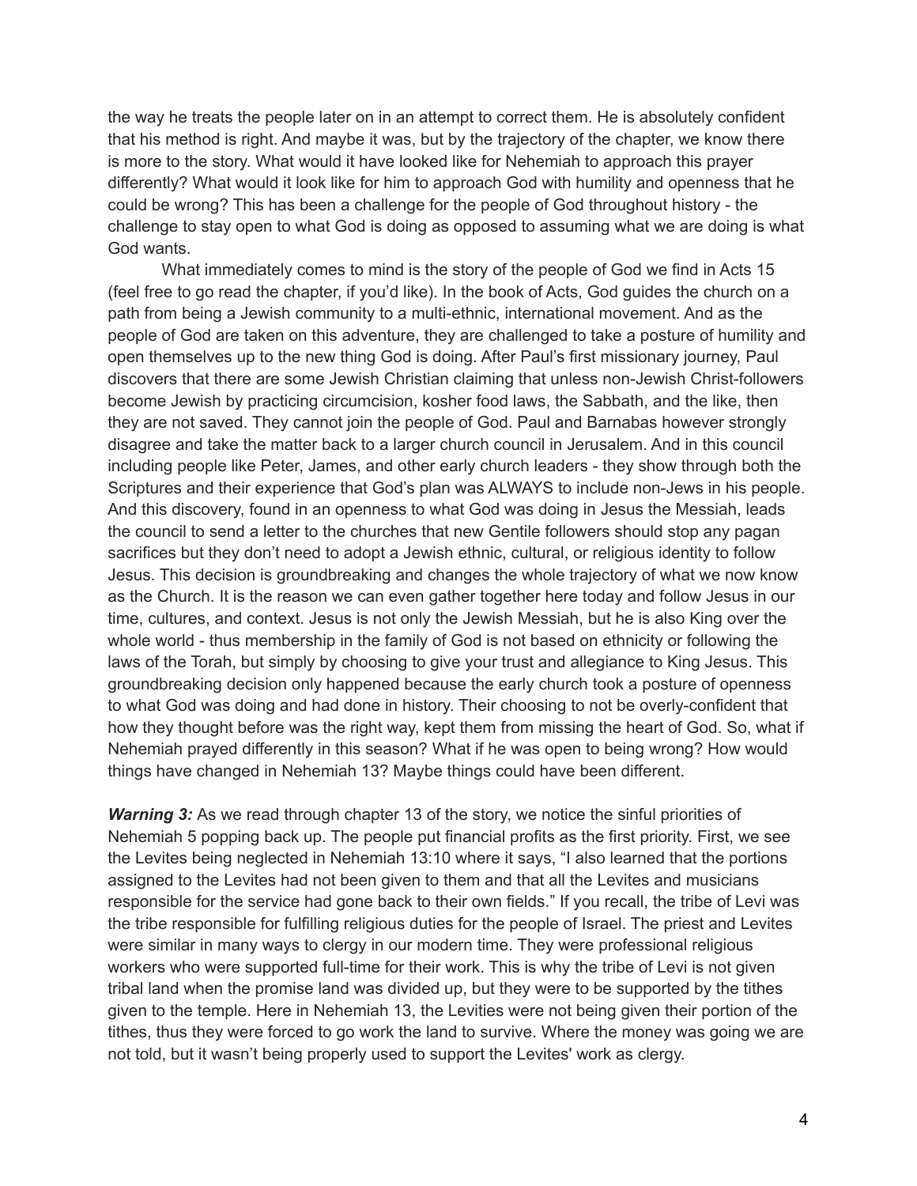the way he treats the people later on in an attempt to correct them. He is absolutely confident that his method is right. And maybe it was, but by the trajectory of the chapter, we know there is more to the story. What would it have looked like for Nehemiah to approach this prayer differently? What would it look like for him to approach God with humility and openness that he could be wrong? This has been a challenge for the people of God throughout history - the challenge to stay open to what God is doing as opposed to assuming what we are doing is what God wants.

What immediately comes to mind is the story of the people of God we find in Acts 15 (feel free to go read the chapter, if you'd like). In the book of Acts, God guides the church on a path from being a Jewish community to a multi-ethnic, international movement. And as the people of God are taken on this adventure, they are challenged to take a posture of humility and open themselves up to the new thing God is doing. After Paul's first missionary journey, Paul discovers that there are some Jewish Christian claiming that unless non-Jewish Christ-followers become Jewish by practicing circumcision, kosher food laws, the Sabbath, and the like, then they are not saved. They cannot join the people of God. Paul and Barnabas however strongly disagree and take the matter back to a larger church council in Jerusalem. And in this council including people like Peter, James, and other early church leaders - they show through both the Scriptures and their experience that God's plan was ALWAYS to include non-Jews in his people. And this discovery, found in an openness to what God was doing in Jesus the Messiah, leads the council to send a letter to the churches that new Gentile followers should stop any pagan sacrifices but they don't need to adopt a Jewish ethnic, cultural, or religious identity to follow Jesus. This decision is groundbreaking and changes the whole trajectory of what we now know as the Church. It is the reason we can even gather together here today and follow Jesus in our time, cultures, and context. Jesus is not only the Jewish Messiah, but he is also King over the whole world - thus membership in the family of God is not based on ethnicity or following the laws of the Torah, but simply by choosing to give your trust and allegiance to King Jesus. This groundbreaking decision only happened because the early church took a posture of openness to what God was doing and had done in history. Their choosing to not be overly-confident that how they thought before was the right way, kept them from missing the heart of God. So, what if Nehemiah prayed differently in this season? What if he was open to being wrong? How would things have changed in Nehemiah 13? Maybe things could have been different.

***Warning 3:*** As we read through chapter 13 of the story, we notice the sinful priorities of Nehemiah 5 popping back up. The people put financial profits as the first priority. First, we see the Levites being neglected in Nehemiah 13:10 where it says, "I also learned that the portions assigned to the Levites had not been given to them and that all the Levites and musicians responsible for the service had gone back to their own fields." If you recall, the tribe of Levi was the tribe responsible for fulfilling religious duties for the people of Israel. The priest and Levites were similar in many ways to clergy in our modern time. They were professional religious workers who were supported full-time for their work. This is why the tribe of Levi is not given tribal land when the promise land was divided up, but they were to be supported by the tithes given to the temple. Here in Nehemiah 13, the Levities were not being given their portion of the tithes, thus they were forced to go work the land to survive. Where the money was going we are not told, but it wasn't being properly used to support the Levites' work as clergy.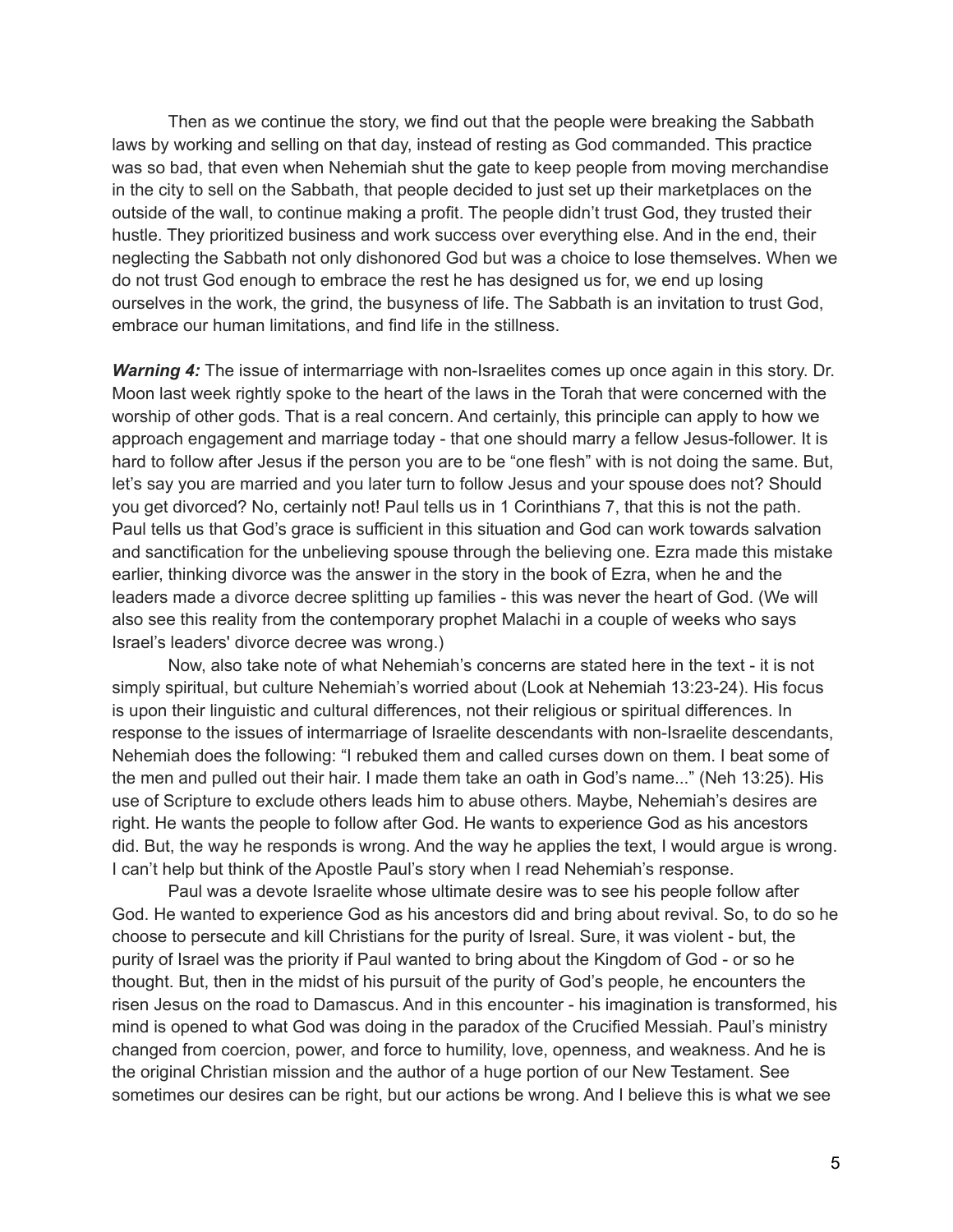Then as we continue the story, we find out that the people were breaking the Sabbath laws by working and selling on that day, instead of resting as God commanded. This practice was so bad, that even when Nehemiah shut the gate to keep people from moving merchandise in the city to sell on the Sabbath, that people decided to just set up their marketplaces on the outside of the wall, to continue making a profit. The people didn't trust God, they trusted their hustle. They prioritized business and work success over everything else. And in the end, their neglecting the Sabbath not only dishonored God but was a choice to lose themselves. When we do not trust God enough to embrace the rest he has designed us for, we end up losing ourselves in the work, the grind, the busyness of life. The Sabbath is an invitation to trust God, embrace our human limitations, and find life in the stillness.

***Warning 4:*** The issue of intermarriage with non-Israelites comes up once again in this story. Dr. Moon last week rightly spoke to the heart of the laws in the Torah that were concerned with the worship of other gods. That is a real concern. And certainly, this principle can apply to how we approach engagement and marriage today - that one should marry a fellow Jesus-follower. It is hard to follow after Jesus if the person you are to be "one flesh" with is not doing the same. But, let's say you are married and you later turn to follow Jesus and your spouse does not? Should you get divorced? No, certainly not! Paul tells us in 1 Corinthians 7, that this is not the path. Paul tells us that God's grace is sufficient in this situation and God can work towards salvation and sanctification for the unbelieving spouse through the believing one. Ezra made this mistake earlier, thinking divorce was the answer in the story in the book of Ezra, when he and the leaders made a divorce decree splitting up families - this was never the heart of God. (We will also see this reality from the contemporary prophet Malachi in a couple of weeks who says Israel's leaders' divorce decree was wrong.)

Now, also take note of what Nehemiah's concerns are stated here in the text - it is not simply spiritual, but culture Nehemiah's worried about (Look at Nehemiah 13:23-24). His focus is upon their linguistic and cultural differences, not their religious or spiritual differences. In response to the issues of intermarriage of Israelite descendants with non-Israelite descendants, Nehemiah does the following: "I rebuked them and called curses down on them. I beat some of the men and pulled out their hair. I made them take an oath in God's name..." (Neh 13:25). His use of Scripture to exclude others leads him to abuse others. Maybe, Nehemiah's desires are right. He wants the people to follow after God. He wants to experience God as his ancestors did. But, the way he responds is wrong. And the way he applies the text, I would argue is wrong. I can't help but think of the Apostle Paul's story when I read Nehemiah's response.

Paul was a devote Israelite whose ultimate desire was to see his people follow after God. He wanted to experience God as his ancestors did and bring about revival. So, to do so he choose to persecute and kill Christians for the purity of Isreal. Sure, it was violent - but, the purity of Israel was the priority if Paul wanted to bring about the Kingdom of God - or so he thought. But, then in the midst of his pursuit of the purity of God's people, he encounters the risen Jesus on the road to Damascus. And in this encounter - his imagination is transformed, his mind is opened to what God was doing in the paradox of the Crucified Messiah. Paul's ministry changed from coercion, power, and force to humility, love, openness, and weakness. And he is the original Christian mission and the author of a huge portion of our New Testament. See sometimes our desires can be right, but our actions be wrong. And I believe this is what we see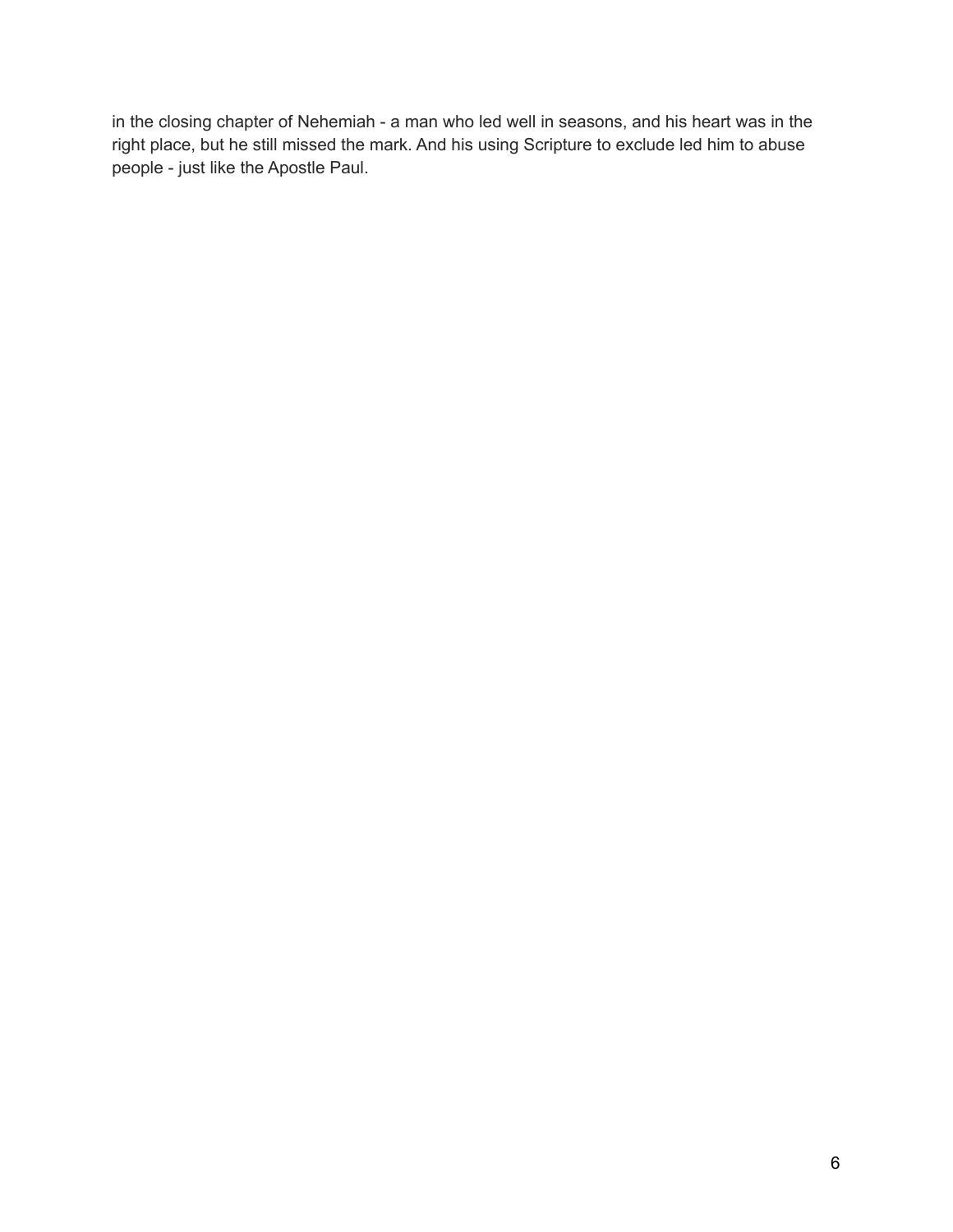in the closing chapter of Nehemiah - a man who led well in seasons, and his heart was in the right place, but he still missed the mark. And his using Scripture to exclude led him to abuse people - just like the Apostle Paul.